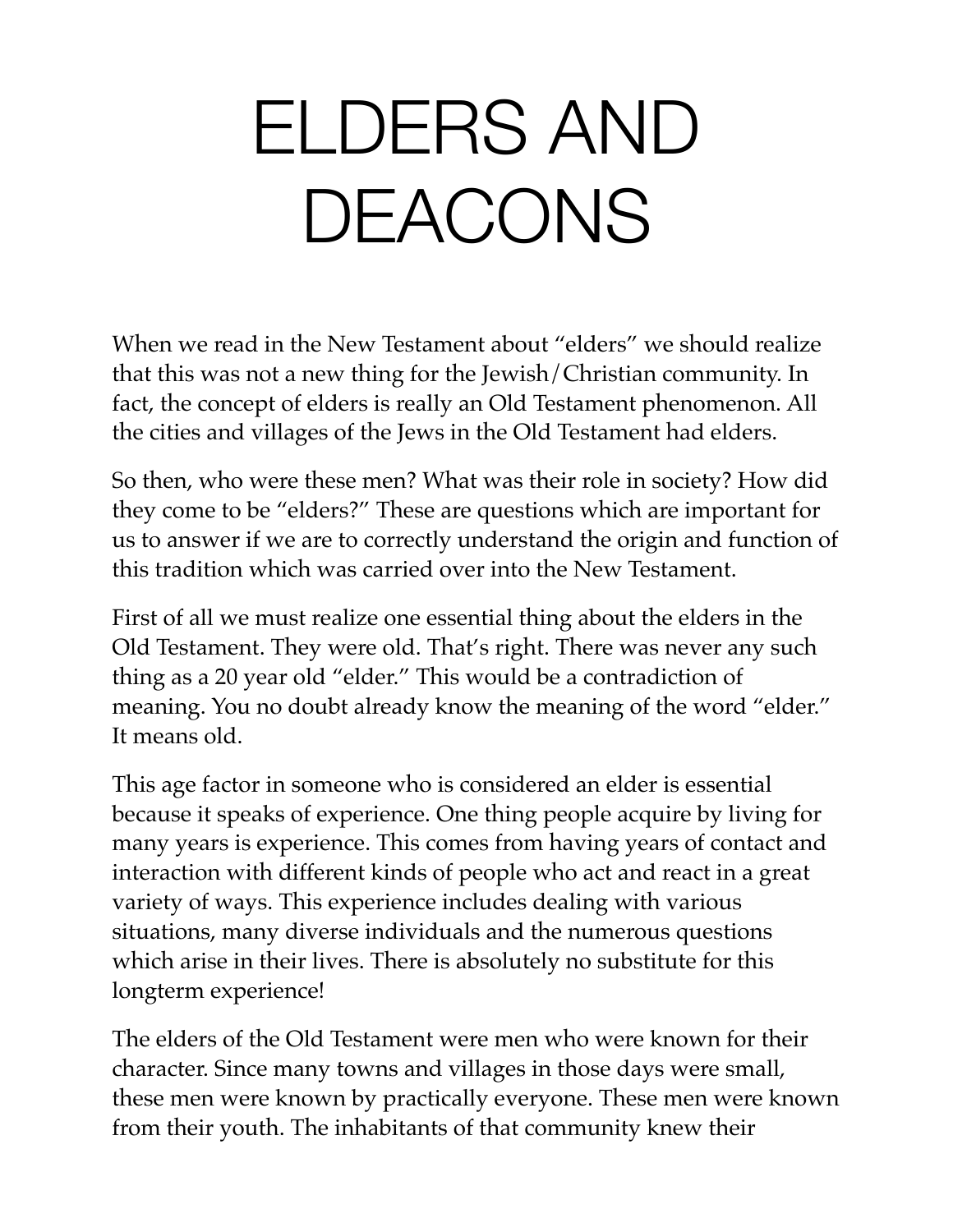# ELDERS AND DEACONS

When we read in the New Testament about "elders" we should realize that this was not a new thing for the Jewish/Christian community. In fact, the concept of elders is really an Old Testament phenomenon. All the cities and villages of the Jews in the Old Testament had elders.

So then, who were these men? What was their role in society? How did they come to be "elders?" These are questions which are important for us to answer if we are to correctly understand the origin and function of this tradition which was carried over into the New Testament.

First of all we must realize one essential thing about the elders in the Old Testament. They were old. That's right. There was never any such thing as a 20 year old "elder." This would be a contradiction of meaning. You no doubt already know the meaning of the word "elder." It means old.

This age factor in someone who is considered an elder is essential because it speaks of experience. One thing people acquire by living for many years is experience. This comes from having years of contact and interaction with different kinds of people who act and react in a great variety of ways. This experience includes dealing with various situations, many diverse individuals and the numerous questions which arise in their lives. There is absolutely no substitute for this longterm experience!

The elders of the Old Testament were men who were known for their character. Since many towns and villages in those days were small, these men were known by practically everyone. These men were known from their youth. The inhabitants of that community knew their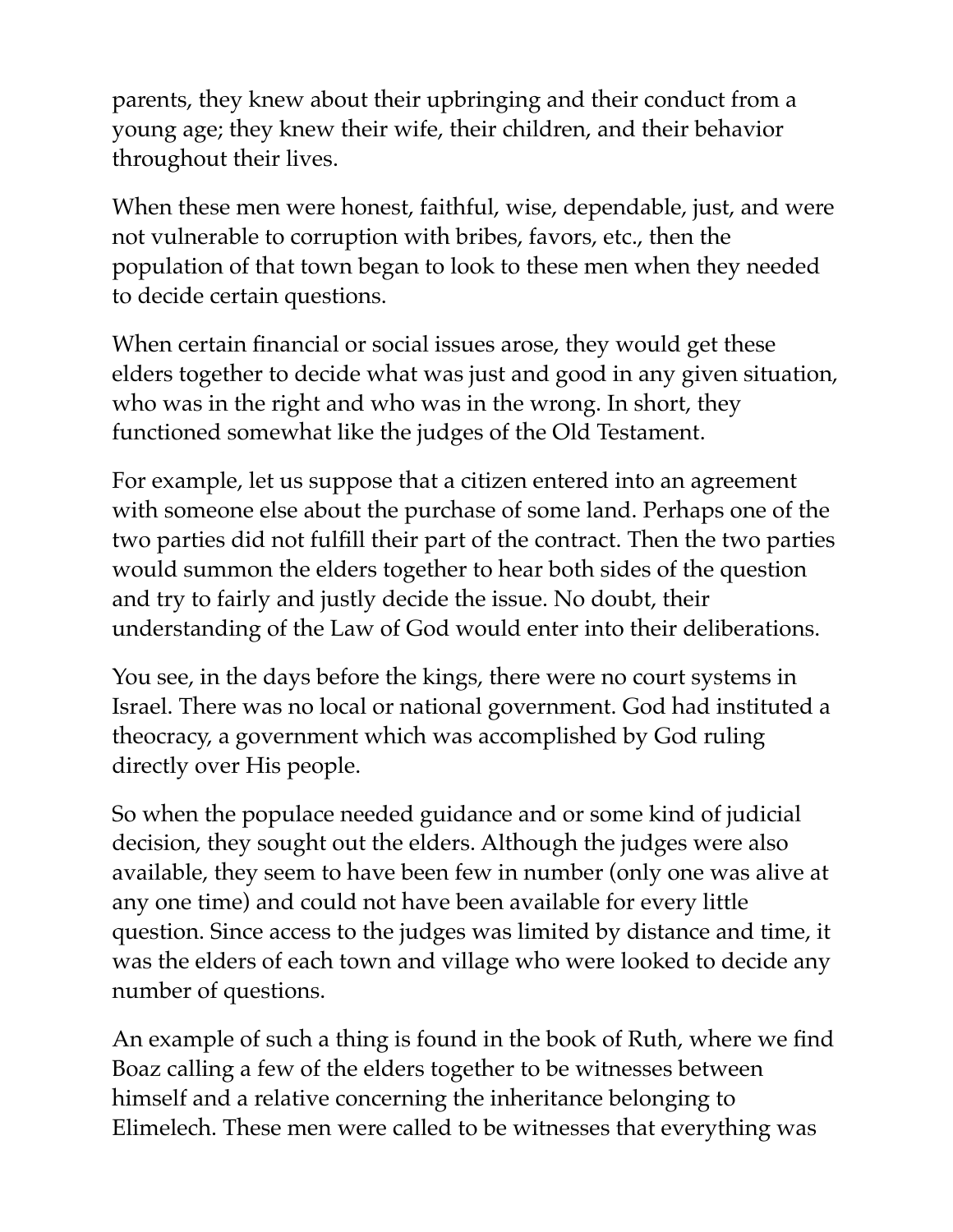parents, they knew about their upbringing and their conduct from a young age; they knew their wife, their children, and their behavior throughout their lives.

When these men were honest, faithful, wise, dependable, just, and were not vulnerable to corruption with bribes, favors, etc., then the population of that town began to look to these men when they needed to decide certain questions.

When certain financial or social issues arose, they would get these elders together to decide what was just and good in any given situation, who was in the right and who was in the wrong. In short, they functioned somewhat like the judges of the Old Testament.

For example, let us suppose that a citizen entered into an agreement with someone else about the purchase of some land. Perhaps one of the two parties did not fulfill their part of the contract. Then the two parties would summon the elders together to hear both sides of the question and try to fairly and justly decide the issue. No doubt, their understanding of the Law of God would enter into their deliberations.

You see, in the days before the kings, there were no court systems in Israel. There was no local or national government. God had instituted a theocracy, a government which was accomplished by God ruling directly over His people.

So when the populace needed guidance and or some kind of judicial decision, they sought out the elders. Although the judges were also available, they seem to have been few in number (only one was alive at any one time) and could not have been available for every little question. Since access to the judges was limited by distance and time, it was the elders of each town and village who were looked to decide any number of questions.

An example of such a thing is found in the book of Ruth, where we find Boaz calling a few of the elders together to be witnesses between himself and a relative concerning the inheritance belonging to Elimelech. These men were called to be witnesses that everything was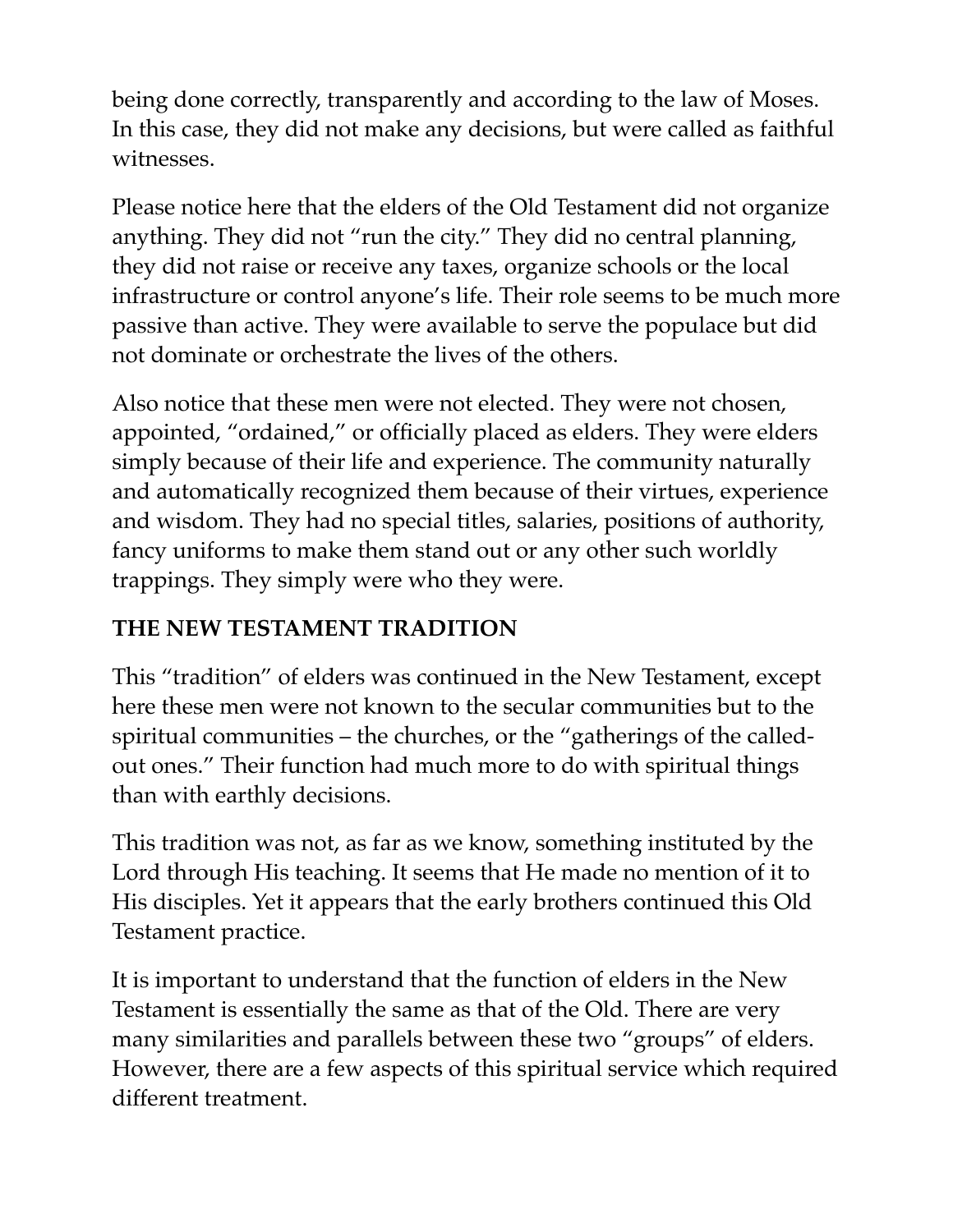being done correctly, transparently and according to the law of Moses. In this case, they did not make any decisions, but were called as faithful witnesses.

Please notice here that the elders of the Old Testament did not organize anything. They did not "run the city." They did no central planning, they did not raise or receive any taxes, organize schools or the local infrastructure or control anyone's life. Their role seems to be much more passive than active. They were available to serve the populace but did not dominate or orchestrate the lives of the others.

Also notice that these men were not elected. They were not chosen, appointed, "ordained," or officially placed as elders. They were elders simply because of their life and experience. The community naturally and automatically recognized them because of their virtues, experience and wisdom. They had no special titles, salaries, positions of authority, fancy uniforms to make them stand out or any other such worldly trappings. They simply were who they were.

## THE NEW TESTAMENT TRADITION

This "tradition" of elders was continued in the New Testament, except here these men were not known to the secular communities but to the spiritual communities – the churches, or the "gatherings of the called-out ones." Their function had much more to do with spiritual things than with earthly decisions.

This tradition was not, as far as we know, something instituted by the Lord through His teaching. It seems that He made no mention of it to His disciples. Yet it appears that the early brothers continued this Old Testament practice.

It is important to understand that the function of elders in the New Testament is essentially the same as that of the Old. There are very many similarities and parallels between these two "groups" of elders. However, there are a few aspects of this spiritual service which required different treatment.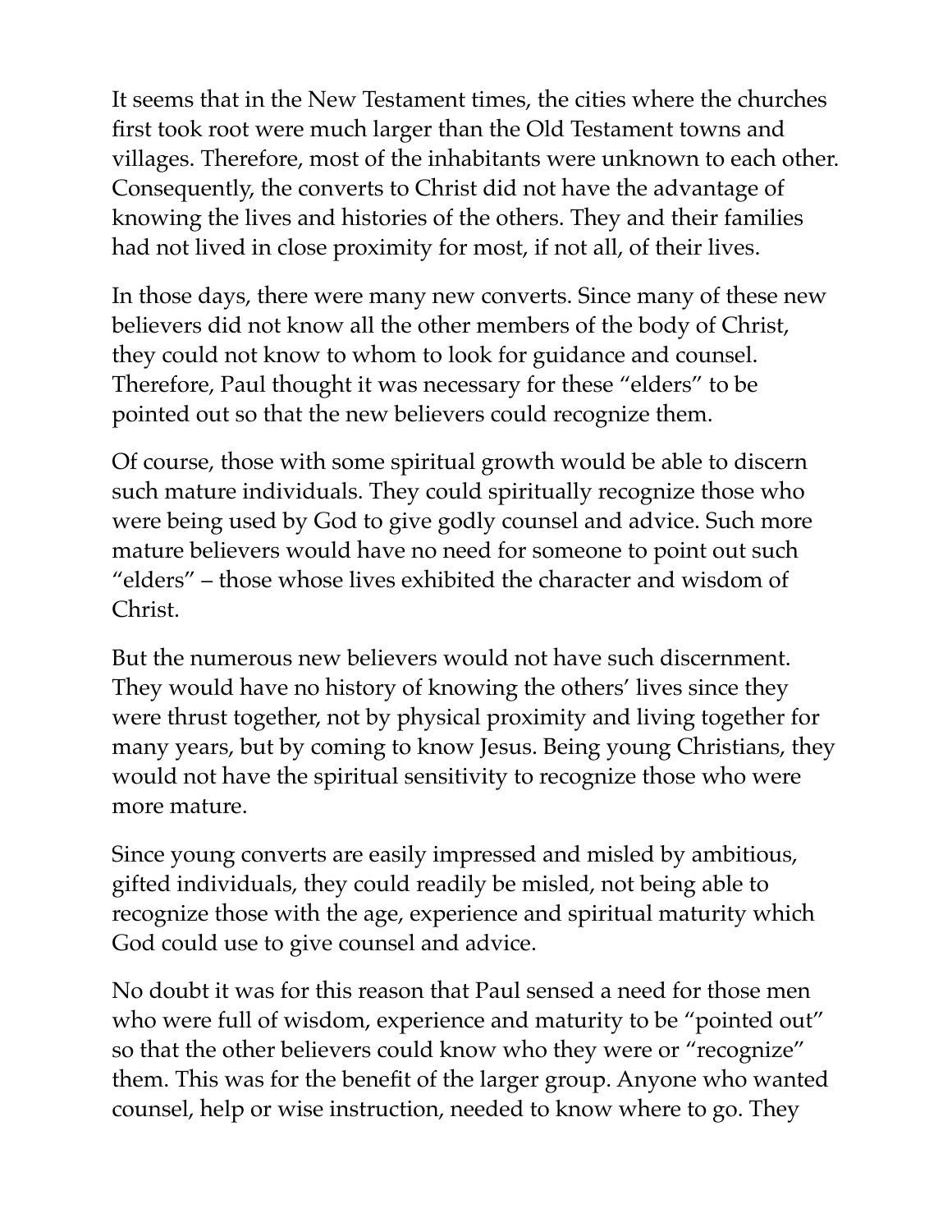It seems that in the New Testament times, the cities where the churches first took root were much larger than the Old Testament towns and villages. Therefore, most of the inhabitants were unknown to each other. Consequently, the converts to Christ did not have the advantage of knowing the lives and histories of the others. They and their families had not lived in close proximity for most, if not all, of their lives.

In those days, there were many new converts. Since many of these new believers did not know all the other members of the body of Christ, they could not know to whom to look for guidance and counsel. Therefore, Paul thought it was necessary for these "elders" to be pointed out so that the new believers could recognize them.

Of course, those with some spiritual growth would be able to discern such mature individuals. They could spiritually recognize those who were being used by God to give godly counsel and advice. Such more mature believers would have no need for someone to point out such "elders" – those whose lives exhibited the character and wisdom of Christ.

But the numerous new believers would not have such discernment. They would have no history of knowing the others' lives since they were thrust together, not by physical proximity and living together for many years, but by coming to know Jesus. Being young Christians, they would not have the spiritual sensitivity to recognize those who were more mature.

Since young converts are easily impressed and misled by ambitious, gifted individuals, they could readily be misled, not being able to recognize those with the age, experience and spiritual maturity which God could use to give counsel and advice.

No doubt it was for this reason that Paul sensed a need for those men who were full of wisdom, experience and maturity to be "pointed out" so that the other believers could know who they were or "recognize" them. This was for the benefit of the larger group. Anyone who wanted counsel, help or wise instruction, needed to know where to go. They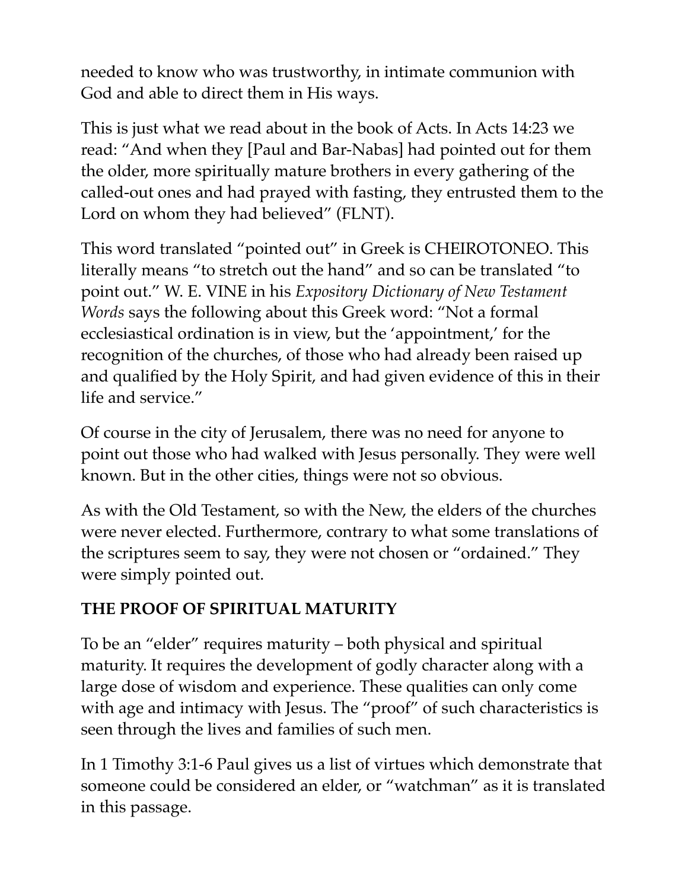needed to know who was trustworthy, in intimate communion with God and able to direct them in His ways.

This is just what we read about in the book of Acts. In Acts 14:23 we read: "And when they [Paul and Bar-Nabas] had pointed out for them the older, more spiritually mature brothers in every gathering of the called-out ones and had prayed with fasting, they entrusted them to the Lord on whom they had believed" (FLNT).

This word translated "pointed out" in Greek is CHEIROTONEO. This literally means "to stretch out the hand" and so can be translated "to point out." W. E. VINE in his *Expository Dictionary of New Testament Words* says the following about this Greek word: "Not a formal ecclesiastical ordination is in view, but the 'appointment,' for the recognition of the churches, of those who had already been raised up and qualified by the Holy Spirit, and had given evidence of this in their life and service."

Of course in the city of Jerusalem, there was no need for anyone to point out those who had walked with Jesus personally. They were well known. But in the other cities, things were not so obvious.

As with the Old Testament, so with the New, the elders of the churches were never elected. Furthermore, contrary to what some translations of the scriptures seem to say, they were not chosen or "ordained." They were simply pointed out.

**THE PROOF OF SPIRITUAL MATURITY**

To be an "elder" requires maturity – both physical and spiritual maturity. It requires the development of godly character along with a large dose of wisdom and experience. These qualities can only come with age and intimacy with Jesus. The "proof" of such characteristics is seen through the lives and families of such men.

In 1 Timothy 3:1-6 Paul gives us a list of virtues which demonstrate that someone could be considered an elder, or "watchman" as it is translated in this passage.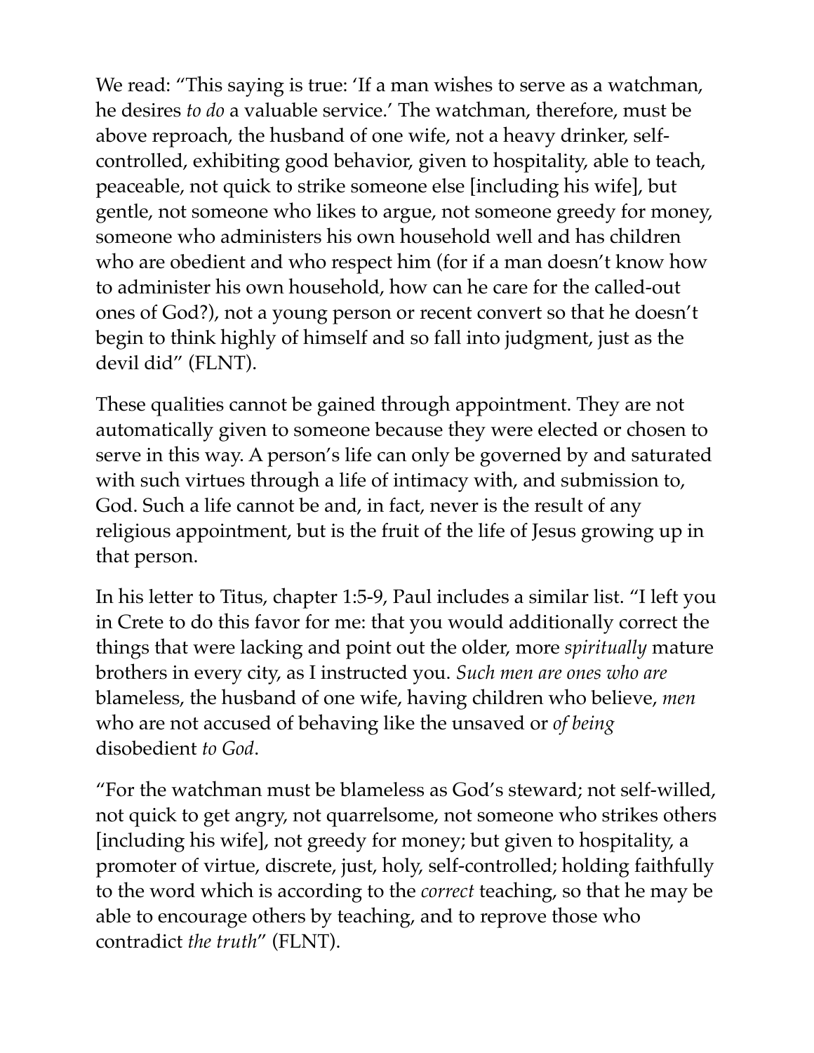We read: “This saying is true: ‘If a man wishes to serve as a watchman, he desires *to do* a valuable service.’ The watchman, therefore, must be above reproach, the husband of one wife, not a heavy drinker, self-controlled, exhibiting good behavior, given to hospitality, able to teach, peaceable, not quick to strike someone else [including his wife], but gentle, not someone who likes to argue, not someone greedy for money, someone who administers his own household well and has children who are obedient and who respect him (for if a man doesn’t know how to administer his own household, how can he care for the called-out ones of God?), not a young person or recent convert so that he doesn’t begin to think highly of himself and so fall into judgment, just as the devil did” (FLNT).

These qualities cannot be gained through appointment. They are not automatically given to someone because they were elected or chosen to serve in this way. A person’s life can only be governed by and saturated with such virtues through a life of intimacy with, and submission to, God. Such a life cannot be and, in fact, never is the result of any religious appointment, but is the fruit of the life of Jesus growing up in that person.

In his letter to Titus, chapter 1:5-9, Paul includes a similar list. “I left you in Crete to do this favor for me: that you would additionally correct the things that were lacking and point out the older, more *spiritually* mature brothers in every city, as I instructed you. *Such men are ones who are* blameless, the husband of one wife, having children who believe, *men* who are not accused of behaving like the unsaved or *of being* disobedient *to God*.

“For the watchman must be blameless as God’s steward; not self-willed, not quick to get angry, not quarrelsome, not someone who strikes others [including his wife], not greedy for money; but given to hospitality, a promoter of virtue, discrete, just, holy, self-controlled; holding faithfully to the word which is according to the *correct* teaching, so that he may be able to encourage others by teaching, and to reprove those who contradict *the truth*” (FLNT).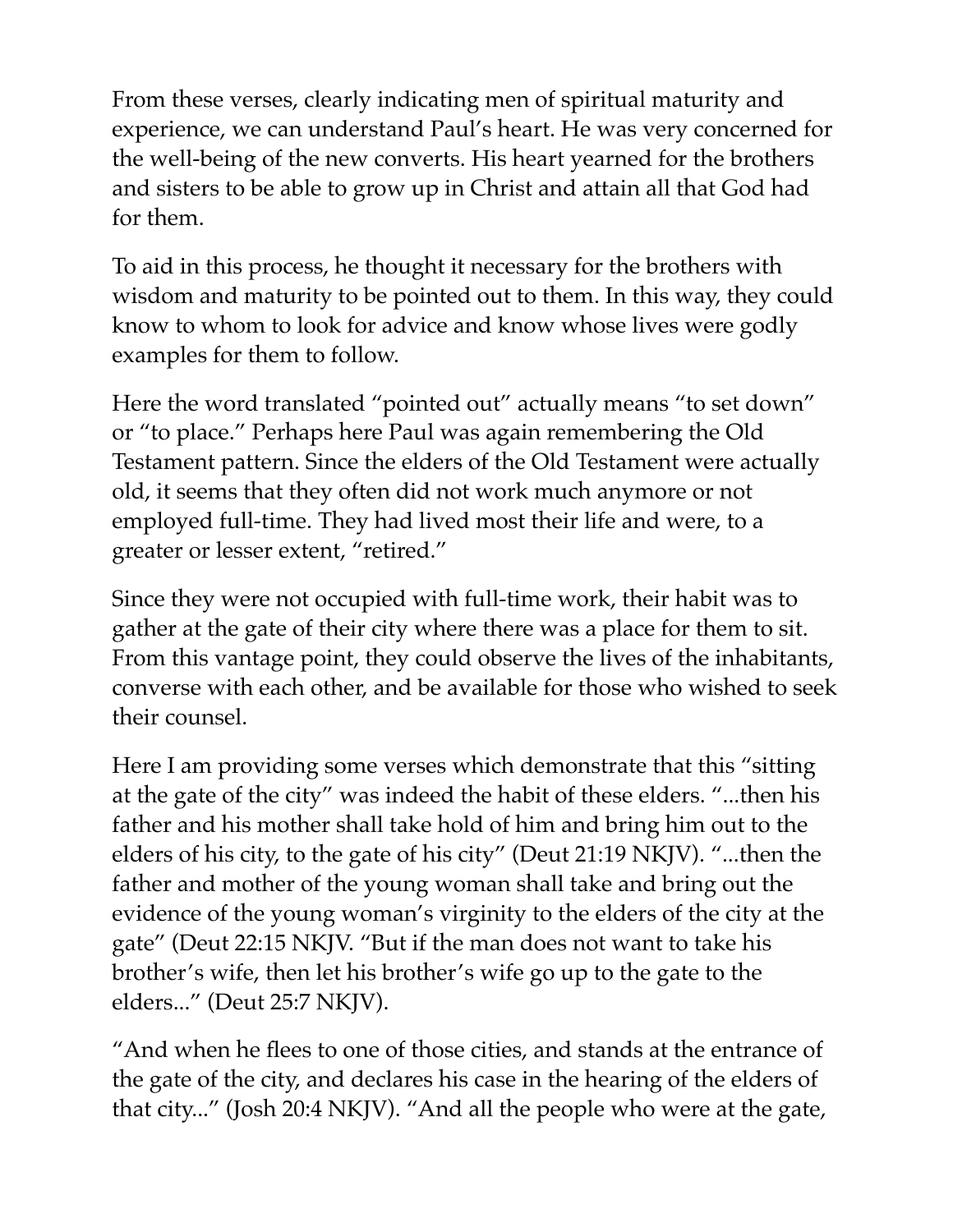From these verses, clearly indicating men of spiritual maturity and experience, we can understand Paul's heart. He was very concerned for the well-being of the new converts. His heart yearned for the brothers and sisters to be able to grow up in Christ and attain all that God had for them.

To aid in this process, he thought it necessary for the brothers with wisdom and maturity to be pointed out to them. In this way, they could know to whom to look for advice and know whose lives were godly examples for them to follow.

Here the word translated "pointed out" actually means "to set down" or "to place." Perhaps here Paul was again remembering the Old Testament pattern. Since the elders of the Old Testament were actually old, it seems that they often did not work much anymore or not employed full-time. They had lived most their life and were, to a greater or lesser extent, "retired."

Since they were not occupied with full-time work, their habit was to gather at the gate of their city where there was a place for them to sit. From this vantage point, they could observe the lives of the inhabitants, converse with each other, and be available for those who wished to seek their counsel.

Here I am providing some verses which demonstrate that this "sitting at the gate of the city" was indeed the habit of these elders. "...then his father and his mother shall take hold of him and bring him out to the elders of his city, to the gate of his city" (Deut 21:19 NKJV). "...then the father and mother of the young woman shall take and bring out the evidence of the young woman's virginity to the elders of the city at the gate" (Deut 22:15 NKJV. "But if the man does not want to take his brother's wife, then let his brother's wife go up to the gate to the elders..." (Deut 25:7 NKJV).

"And when he flees to one of those cities, and stands at the entrance of the gate of the city, and declares his case in the hearing of the elders of that city..." (Josh 20:4 NKJV). "And all the people who were at the gate,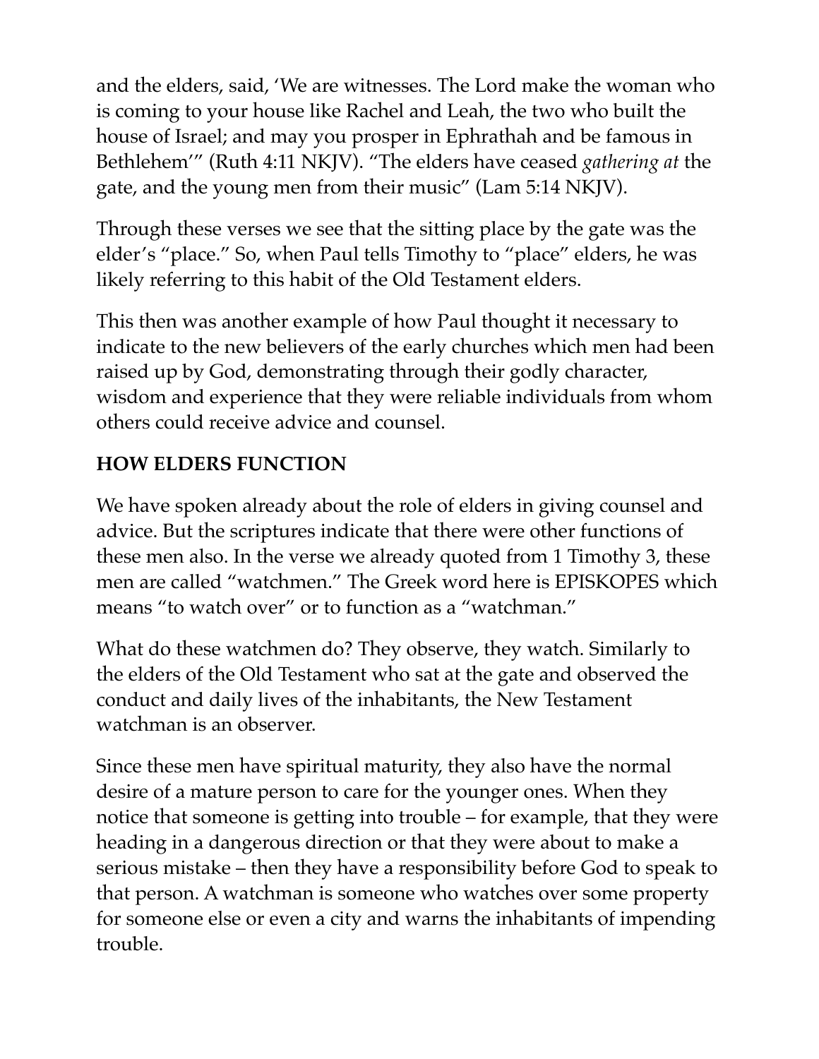and the elders, said, 'We are witnesses. The Lord make the woman who is coming to your house like Rachel and Leah, the two who built the house of Israel; and may you prosper in Ephrathah and be famous in Bethlehem'" (Ruth 4:11 NKJV). "The elders have ceased *gathering at* the gate, and the young men from their music" (Lam 5:14 NKJV).

Through these verses we see that the sitting place by the gate was the elder's "place." So, when Paul tells Timothy to "place" elders, he was likely referring to this habit of the Old Testament elders.

This then was another example of how Paul thought it necessary to indicate to the new believers of the early churches which men had been raised up by God, demonstrating through their godly character, wisdom and experience that they were reliable individuals from whom others could receive advice and counsel.

**HOW ELDERS FUNCTION**

We have spoken already about the role of elders in giving counsel and advice. But the scriptures indicate that there were other functions of these men also. In the verse we already quoted from 1 Timothy 3, these men are called "watchmen." The Greek word here is EPISKOPES which means "to watch over" or to function as a "watchman."

What do these watchmen do? They observe, they watch. Similarly to the elders of the Old Testament who sat at the gate and observed the conduct and daily lives of the inhabitants, the New Testament watchman is an observer.

Since these men have spiritual maturity, they also have the normal desire of a mature person to care for the younger ones. When they notice that someone is getting into trouble – for example, that they were heading in a dangerous direction or that they were about to make a serious mistake – then they have a responsibility before God to speak to that person. A watchman is someone who watches over some property for someone else or even a city and warns the inhabitants of impending trouble.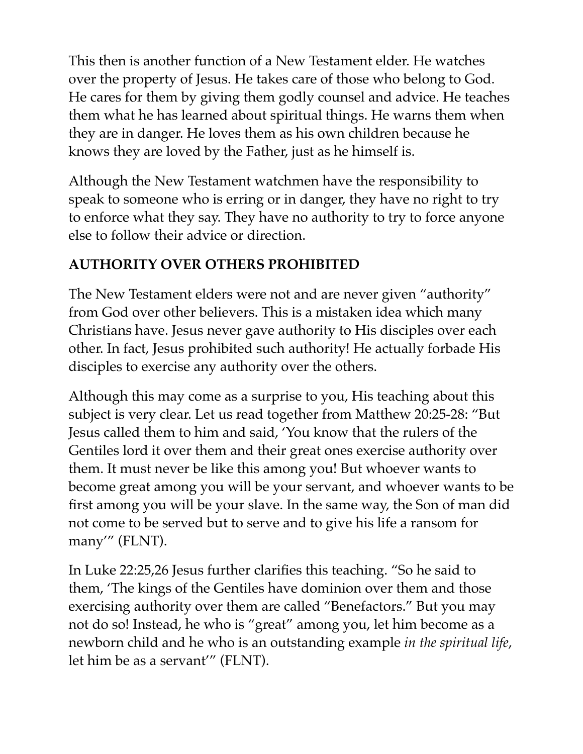This then is another function of a New Testament elder. He watches over the property of Jesus. He takes care of those who belong to God. He cares for them by giving them godly counsel and advice. He teaches them what he has learned about spiritual things. He warns them when they are in danger. He loves them as his own children because he knows they are loved by the Father, just as he himself is.

Although the New Testament watchmen have the responsibility to speak to someone who is erring or in danger, they have no right to try to enforce what they say. They have no authority to try to force anyone else to follow their advice or direction.

## AUTHORITY OVER OTHERS PROHIBITED

The New Testament elders were not and are never given "authority" from God over other believers. This is a mistaken idea which many Christians have. Jesus never gave authority to His disciples over each other. In fact, Jesus prohibited such authority! He actually forbade His disciples to exercise any authority over the others.

Although this may come as a surprise to you, His teaching about this subject is very clear. Let us read together from Matthew 20:25-28: "But Jesus called them to him and said, 'You know that the rulers of the Gentiles lord it over them and their great ones exercise authority over them. It must never be like this among you! But whoever wants to become great among you will be your servant, and whoever wants to be first among you will be your slave. In the same way, the Son of man did not come to be served but to serve and to give his life a ransom for many'" (FLNT).

In Luke 22:25,26 Jesus further clarifies this teaching. "So he said to them, 'The kings of the Gentiles have dominion over them and those exercising authority over them are called "Benefactors." But you may not do so! Instead, he who is "great" among you, let him become as a newborn child and he who is an outstanding example *in the spiritual life*, let him be as a servant'" (FLNT).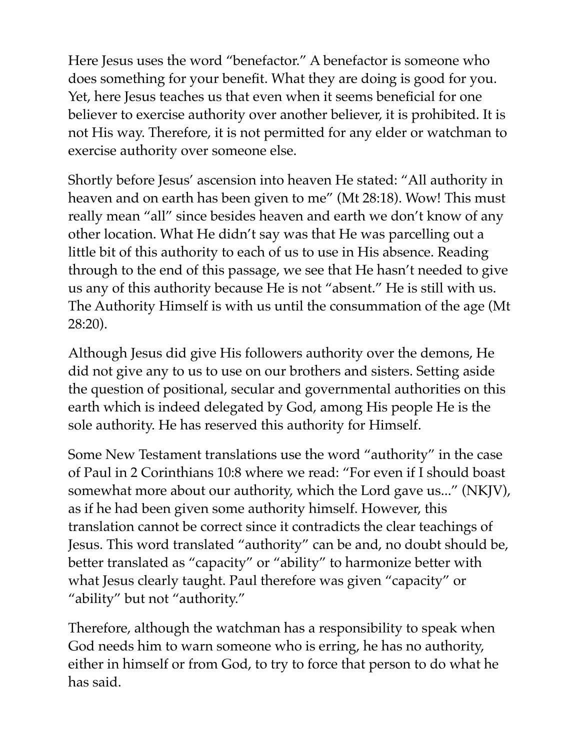Here Jesus uses the word “benefactor.” A benefactor is someone who does something for your benefit. What they are doing is good for you. Yet, here Jesus teaches us that even when it seems beneficial for one believer to exercise authority over another believer, it is prohibited. It is not His way. Therefore, it is not permitted for any elder or watchman to exercise authority over someone else.

Shortly before Jesus’ ascension into heaven He stated: “All authority in heaven and on earth has been given to me” (Mt 28:18). Wow! This must really mean “all” since besides heaven and earth we don’t know of any other location. What He didn’t say was that He was parcelling out a little bit of this authority to each of us to use in His absence. Reading through to the end of this passage, we see that He hasn’t needed to give us any of this authority because He is not “absent.” He is still with us. The Authority Himself is with us until the consummation of the age (Mt 28:20).

Although Jesus did give His followers authority over the demons, He did not give any to us to use on our brothers and sisters. Setting aside the question of positional, secular and governmental authorities on this earth which is indeed delegated by God, among His people He is the sole authority. He has reserved this authority for Himself.

Some New Testament translations use the word “authority” in the case of Paul in 2 Corinthians 10:8 where we read: “For even if I should boast somewhat more about our authority, which the Lord gave us...” (NKJV), as if he had been given some authority himself. However, this translation cannot be correct since it contradicts the clear teachings of Jesus. This word translated “authority” can be and, no doubt should be, better translated as “capacity” or “ability” to harmonize better with what Jesus clearly taught. Paul therefore was given “capacity” or “ability” but not “authority.”

Therefore, although the watchman has a responsibility to speak when God needs him to warn someone who is erring, he has no authority, either in himself or from God, to try to force that person to do what he has said.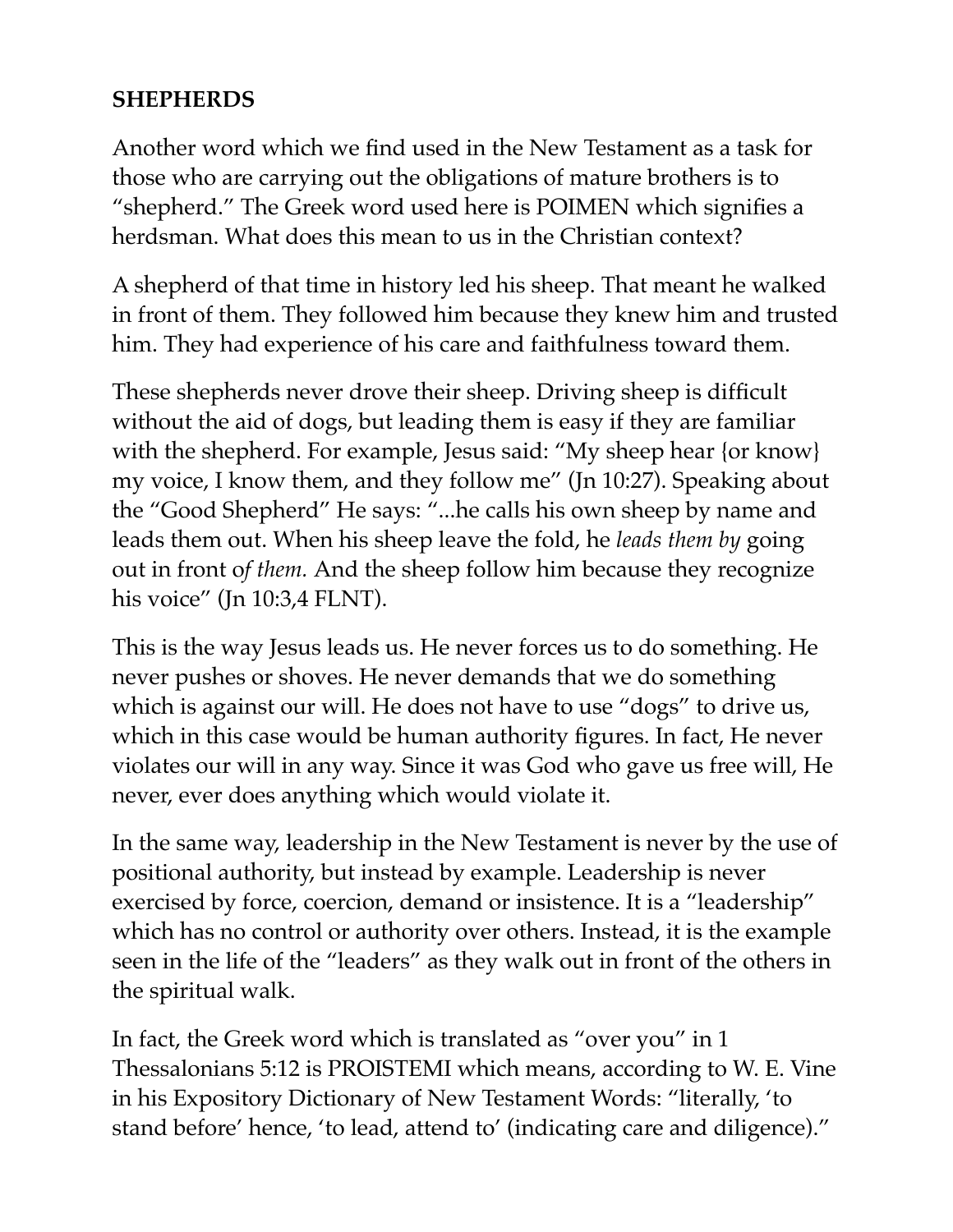**SHEPHERDS**

Another word which we find used in the New Testament as a task for those who are carrying out the obligations of mature brothers is to "shepherd." The Greek word used here is POIMEN which signifies a herdsman. What does this mean to us in the Christian context?

A shepherd of that time in history led his sheep. That meant he walked in front of them. They followed him because they knew him and trusted him. They had experience of his care and faithfulness toward them.

These shepherds never drove their sheep. Driving sheep is difficult without the aid of dogs, but leading them is easy if they are familiar with the shepherd. For example, Jesus said: "My sheep hear {or know} my voice, I know them, and they follow me" (Jn 10:27). Speaking about the "Good Shepherd" He says: "...he calls his own sheep by name and leads them out. When his sheep leave the fold, he *leads them by* going out in front o*f them.* And the sheep follow him because they recognize his voice" (Jn 10:3,4 FLNT).

This is the way Jesus leads us. He never forces us to do something. He never pushes or shoves. He never demands that we do something which is against our will. He does not have to use "dogs" to drive us, which in this case would be human authority figures. In fact, He never violates our will in any way. Since it was God who gave us free will, He never, ever does anything which would violate it.

In the same way, leadership in the New Testament is never by the use of positional authority, but instead by example. Leadership is never exercised by force, coercion, demand or insistence. It is a "leadership" which has no control or authority over others. Instead, it is the example seen in the life of the "leaders" as they walk out in front of the others in the spiritual walk.

In fact, the Greek word which is translated as "over you" in 1 Thessalonians 5:12 is PROISTEMI which means, according to W. E. Vine in his Expository Dictionary of New Testament Words: "literally, 'to stand before' hence, 'to lead, attend to' (indicating care and diligence)."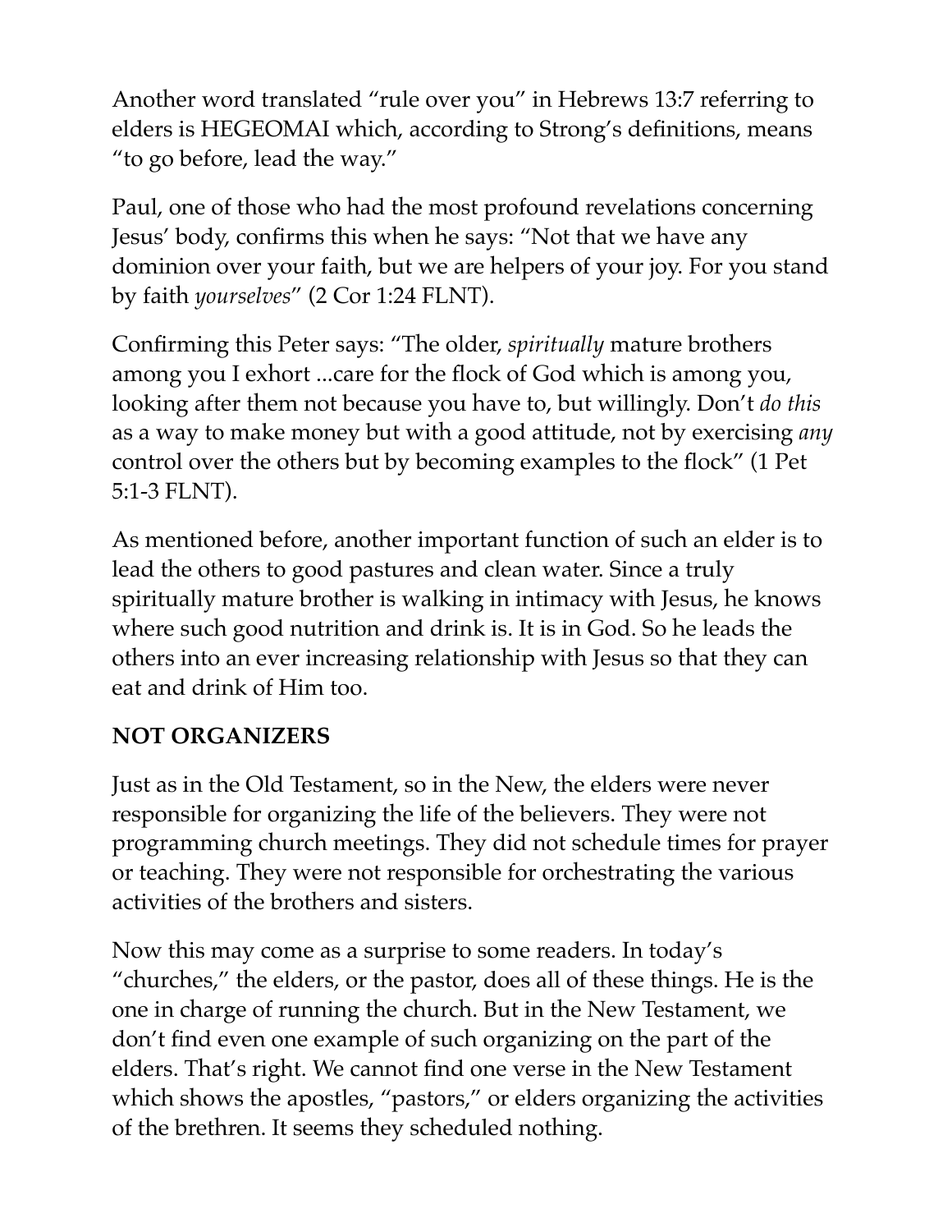Another word translated "rule over you" in Hebrews 13:7 referring to elders is HEGEOMAI which, according to Strong's definitions, means "to go before, lead the way."

Paul, one of those who had the most profound revelations concerning Jesus' body, confirms this when he says: "Not that we have any dominion over your faith, but we are helpers of your joy. For you stand by faith *yourselves*" (2 Cor 1:24 FLNT).

Confirming this Peter says: "The older, *spiritually* mature brothers among you I exhort ...care for the flock of God which is among you, looking after them not because you have to, but willingly. Don't *do this* as a way to make money but with a good attitude, not by exercising *any* control over the others but by becoming examples to the flock" (1 Pet 5:1-3 FLNT).

As mentioned before, another important function of such an elder is to lead the others to good pastures and clean water. Since a truly spiritually mature brother is walking in intimacy with Jesus, he knows where such good nutrition and drink is. It is in God. So he leads the others into an ever increasing relationship with Jesus so that they can eat and drink of Him too.

**NOT ORGANIZERS**

Just as in the Old Testament, so in the New, the elders were never responsible for organizing the life of the believers. They were not programming church meetings. They did not schedule times for prayer or teaching. They were not responsible for orchestrating the various activities of the brothers and sisters.

Now this may come as a surprise to some readers. In today's "churches," the elders, or the pastor, does all of these things. He is the one in charge of running the church. But in the New Testament, we don't find even one example of such organizing on the part of the elders. That's right. We cannot find one verse in the New Testament which shows the apostles, "pastors," or elders organizing the activities of the brethren. It seems they scheduled nothing.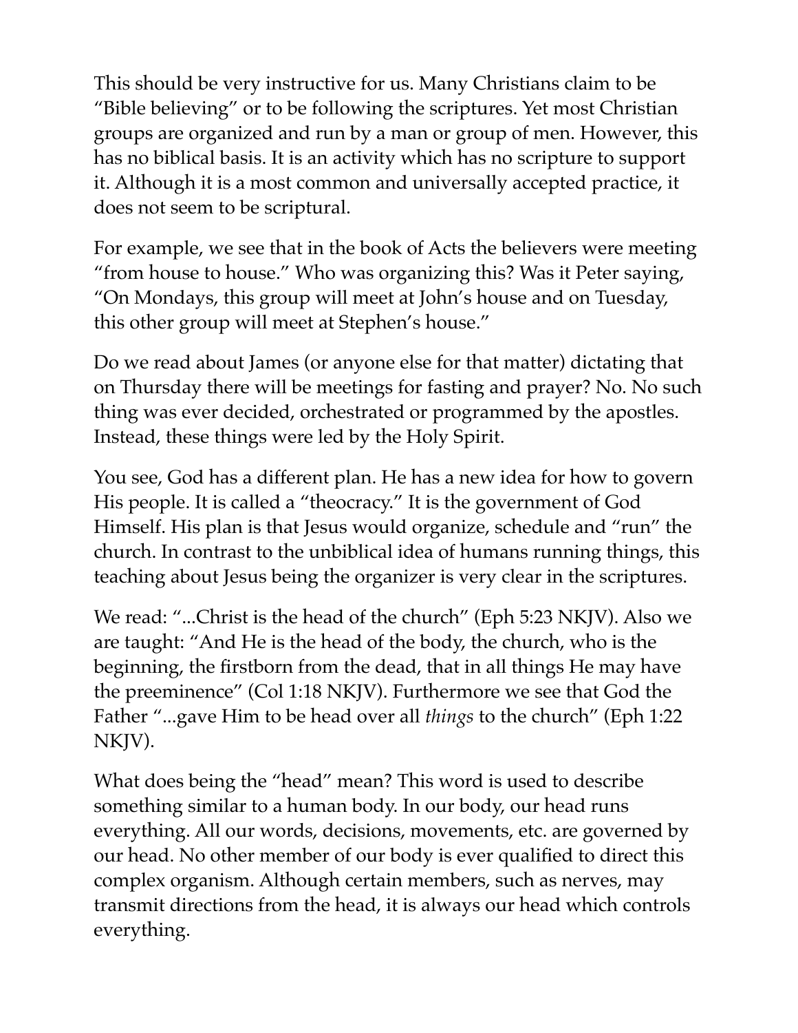This should be very instructive for us. Many Christians claim to be "Bible believing" or to be following the scriptures. Yet most Christian groups are organized and run by a man or group of men. However, this has no biblical basis. It is an activity which has no scripture to support it. Although it is a most common and universally accepted practice, it does not seem to be scriptural.

For example, we see that in the book of Acts the believers were meeting "from house to house." Who was organizing this? Was it Peter saying, "On Mondays, this group will meet at John's house and on Tuesday, this other group will meet at Stephen's house."

Do we read about James (or anyone else for that matter) dictating that on Thursday there will be meetings for fasting and prayer? No. No such thing was ever decided, orchestrated or programmed by the apostles. Instead, these things were led by the Holy Spirit.

You see, God has a different plan. He has a new idea for how to govern His people. It is called a "theocracy." It is the government of God Himself. His plan is that Jesus would organize, schedule and "run" the church. In contrast to the unbiblical idea of humans running things, this teaching about Jesus being the organizer is very clear in the scriptures.

We read: "...Christ is the head of the church" (Eph 5:23 NKJV). Also we are taught: "And He is the head of the body, the church, who is the beginning, the firstborn from the dead, that in all things He may have the preeminence" (Col 1:18 NKJV). Furthermore we see that God the Father "...gave Him to be head over all *things* to the church" (Eph 1:22 NKJV).

What does being the "head" mean? This word is used to describe something similar to a human body. In our body, our head runs everything. All our words, decisions, movements, etc. are governed by our head. No other member of our body is ever qualified to direct this complex organism. Although certain members, such as nerves, may transmit directions from the head, it is always our head which controls everything.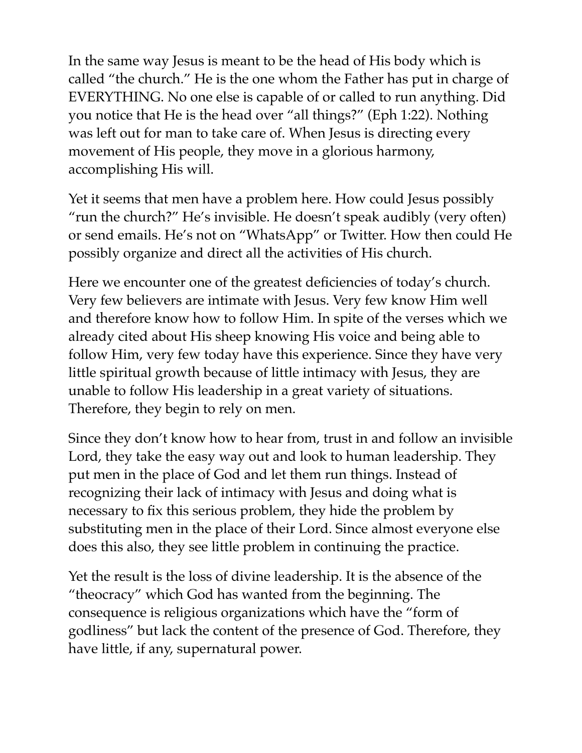In the same way Jesus is meant to be the head of His body which is called "the church." He is the one whom the Father has put in charge of EVERYTHING. No one else is capable of or called to run anything. Did you notice that He is the head over "all things?" (Eph 1:22). Nothing was left out for man to take care of. When Jesus is directing every movement of His people, they move in a glorious harmony, accomplishing His will.

Yet it seems that men have a problem here. How could Jesus possibly "run the church?" He's invisible. He doesn't speak audibly (very often) or send emails. He's not on "WhatsApp" or Twitter. How then could He possibly organize and direct all the activities of His church.

Here we encounter one of the greatest deficiencies of today's church. Very few believers are intimate with Jesus. Very few know Him well and therefore know how to follow Him. In spite of the verses which we already cited about His sheep knowing His voice and being able to follow Him, very few today have this experience. Since they have very little spiritual growth because of little intimacy with Jesus, they are unable to follow His leadership in a great variety of situations. Therefore, they begin to rely on men.

Since they don't know how to hear from, trust in and follow an invisible Lord, they take the easy way out and look to human leadership. They put men in the place of God and let them run things. Instead of recognizing their lack of intimacy with Jesus and doing what is necessary to fix this serious problem, they hide the problem by substituting men in the place of their Lord. Since almost everyone else does this also, they see little problem in continuing the practice.

Yet the result is the loss of divine leadership. It is the absence of the "theocracy" which God has wanted from the beginning. The consequence is religious organizations which have the "form of godliness" but lack the content of the presence of God. Therefore, they have little, if any, supernatural power.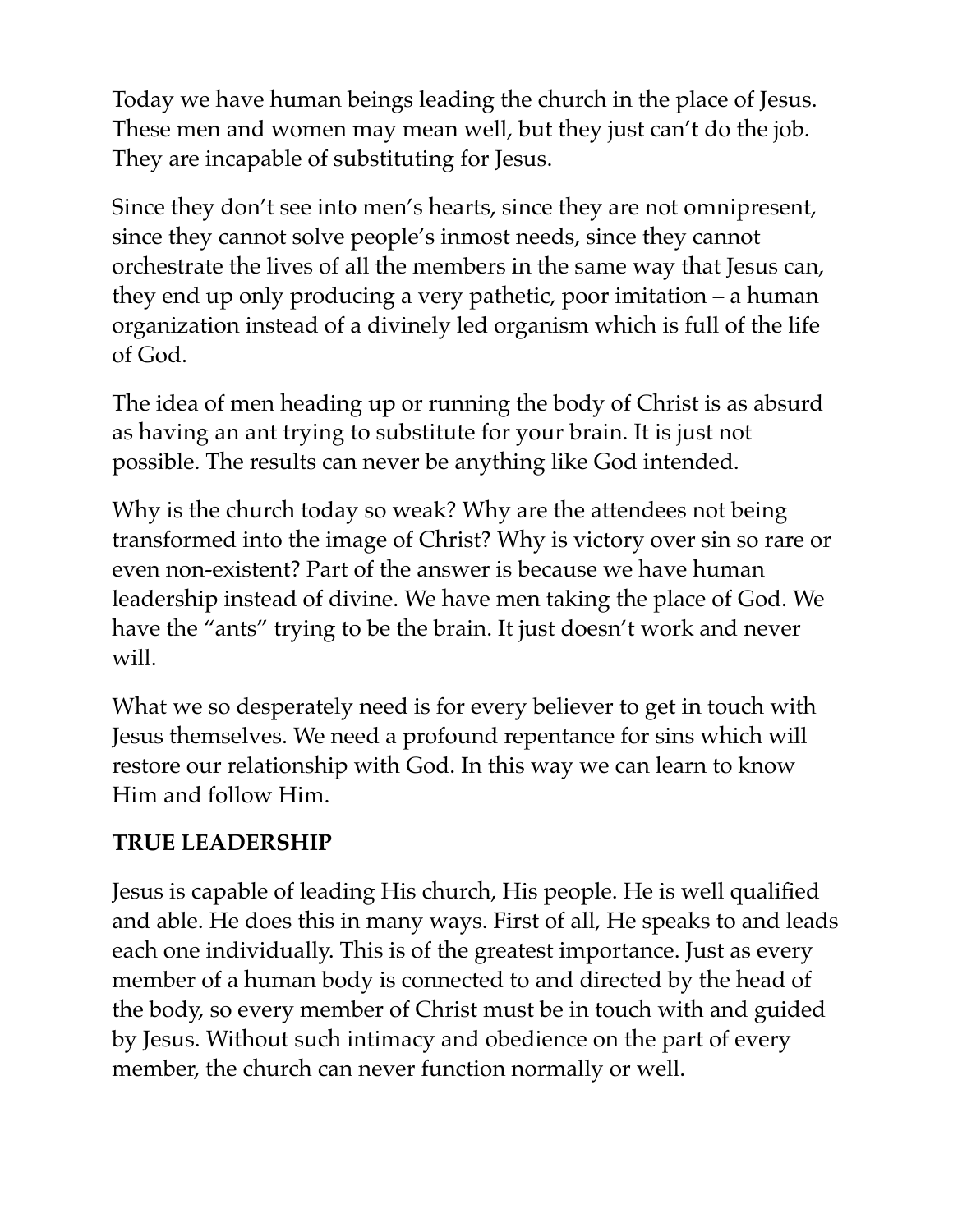Today we have human beings leading the church in the place of Jesus. These men and women may mean well, but they just can't do the job. They are incapable of substituting for Jesus.

Since they don't see into men's hearts, since they are not omnipresent, since they cannot solve people's inmost needs, since they cannot orchestrate the lives of all the members in the same way that Jesus can, they end up only producing a very pathetic, poor imitation – a human organization instead of a divinely led organism which is full of the life of God.

The idea of men heading up or running the body of Christ is as absurd as having an ant trying to substitute for your brain. It is just not possible. The results can never be anything like God intended.

Why is the church today so weak? Why are the attendees not being transformed into the image of Christ? Why is victory over sin so rare or even non-existent? Part of the answer is because we have human leadership instead of divine. We have men taking the place of God. We have the "ants" trying to be the brain. It just doesn't work and never will.

What we so desperately need is for every believer to get in touch with Jesus themselves. We need a profound repentance for sins which will restore our relationship with God. In this way we can learn to know Him and follow Him.

## TRUE LEADERSHIP

Jesus is capable of leading His church, His people. He is well qualified and able. He does this in many ways. First of all, He speaks to and leads each one individually. This is of the greatest importance. Just as every member of a human body is connected to and directed by the head of the body, so every member of Christ must be in touch with and guided by Jesus. Without such intimacy and obedience on the part of every member, the church can never function normally or well.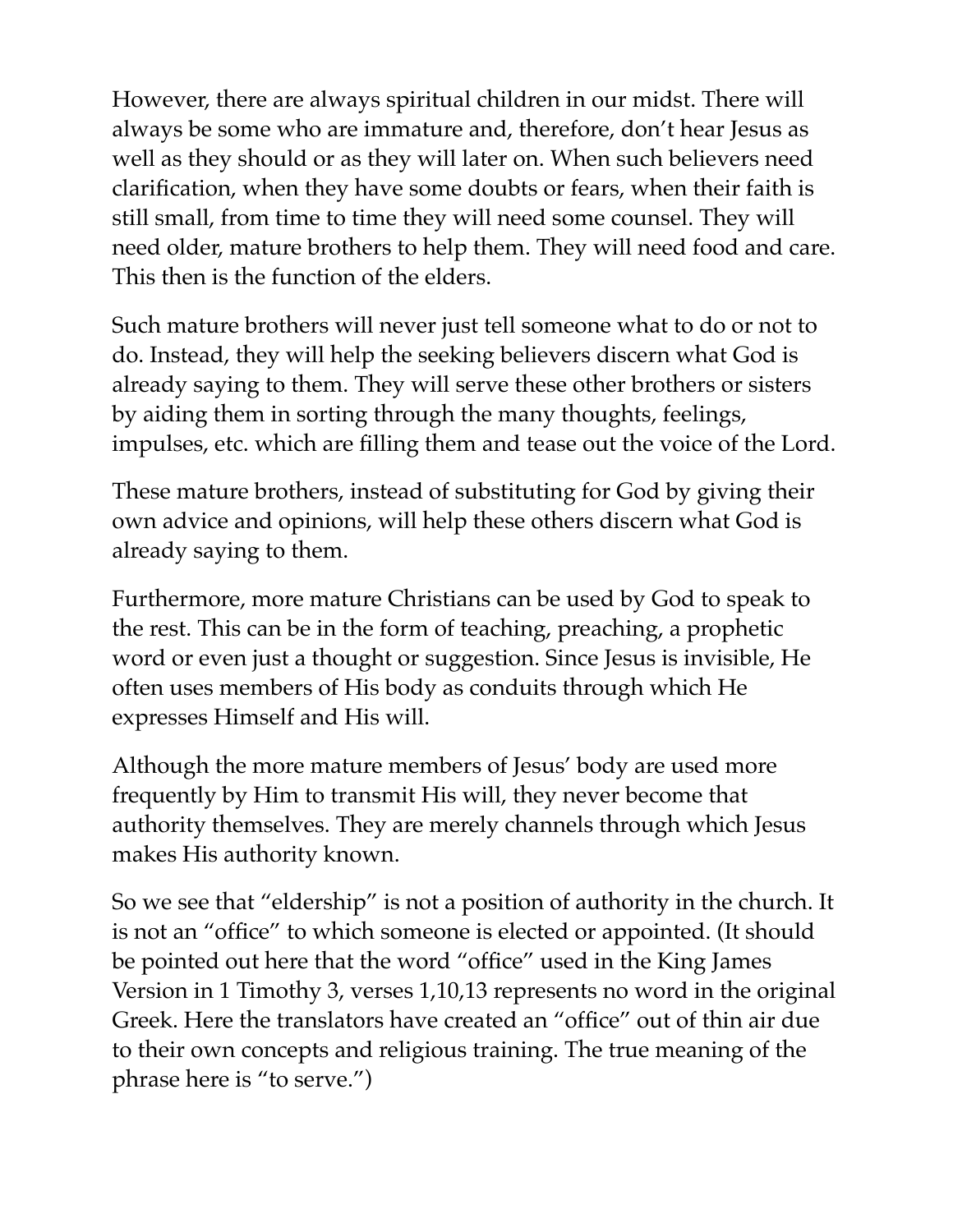However, there are always spiritual children in our midst. There will always be some who are immature and, therefore, don't hear Jesus as well as they should or as they will later on. When such believers need clarification, when they have some doubts or fears, when their faith is still small, from time to time they will need some counsel. They will need older, mature brothers to help them. They will need food and care. This then is the function of the elders.

Such mature brothers will never just tell someone what to do or not to do. Instead, they will help the seeking believers discern what God is already saying to them. They will serve these other brothers or sisters by aiding them in sorting through the many thoughts, feelings, impulses, etc. which are filling them and tease out the voice of the Lord.

These mature brothers, instead of substituting for God by giving their own advice and opinions, will help these others discern what God is already saying to them.

Furthermore, more mature Christians can be used by God to speak to the rest. This can be in the form of teaching, preaching, a prophetic word or even just a thought or suggestion. Since Jesus is invisible, He often uses members of His body as conduits through which He expresses Himself and His will.

Although the more mature members of Jesus' body are used more frequently by Him to transmit His will, they never become that authority themselves. They are merely channels through which Jesus makes His authority known.

So we see that "eldership" is not a position of authority in the church. It is not an "office" to which someone is elected or appointed. (It should be pointed out here that the word "office" used in the King James Version in 1 Timothy 3, verses 1,10,13 represents no word in the original Greek. Here the translators have created an "office" out of thin air due to their own concepts and religious training. The true meaning of the phrase here is "to serve.")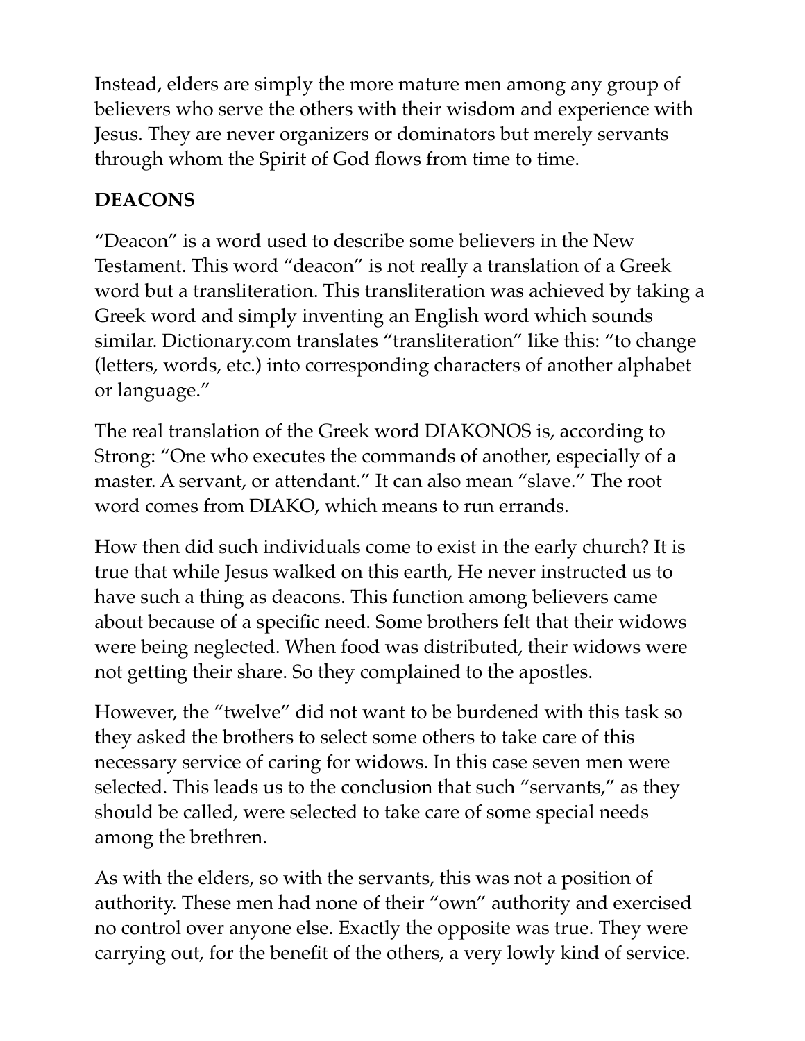Instead, elders are simply the more mature men among any group of believers who serve the others with their wisdom and experience with Jesus. They are never organizers or dominators but merely servants through whom the Spirit of God flows from time to time.

## DEACONS

"Deacon" is a word used to describe some believers in the New Testament. This word "deacon" is not really a translation of a Greek word but a transliteration. This transliteration was achieved by taking a Greek word and simply inventing an English word which sounds similar. Dictionary.com translates "transliteration" like this: "to change (letters, words, etc.) into corresponding characters of another alphabet or language."

The real translation of the Greek word DIAKONOS is, according to Strong: "One who executes the commands of another, especially of a master. A servant, or attendant." It can also mean "slave." The root word comes from DIAKO, which means to run errands.

How then did such individuals come to exist in the early church? It is true that while Jesus walked on this earth, He never instructed us to have such a thing as deacons. This function among believers came about because of a specific need. Some brothers felt that their widows were being neglected. When food was distributed, their widows were not getting their share. So they complained to the apostles.

However, the "twelve" did not want to be burdened with this task so they asked the brothers to select some others to take care of this necessary service of caring for widows. In this case seven men were selected. This leads us to the conclusion that such "servants," as they should be called, were selected to take care of some special needs among the brethren.

As with the elders, so with the servants, this was not a position of authority. These men had none of their "own" authority and exercised no control over anyone else. Exactly the opposite was true. They were carrying out, for the benefit of the others, a very lowly kind of service.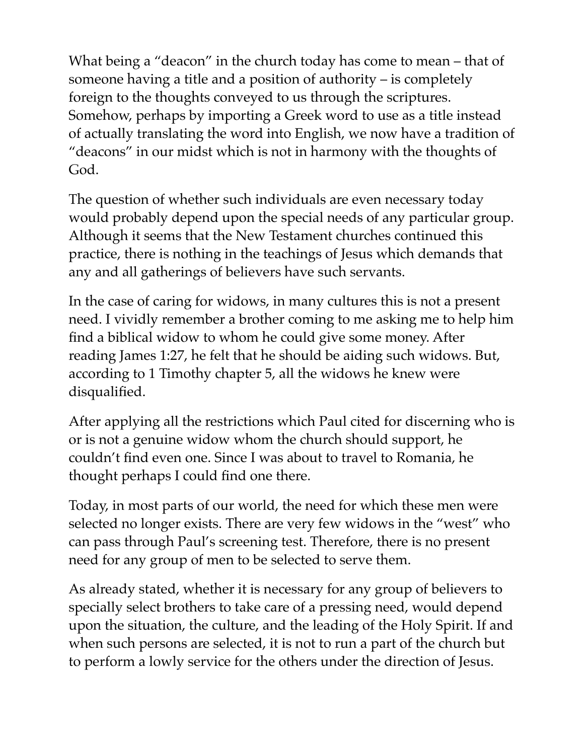What being a “deacon” in the church today has come to mean – that of someone having a title and a position of authority – is completely foreign to the thoughts conveyed to us through the scriptures. Somehow, perhaps by importing a Greek word to use as a title instead of actually translating the word into English, we now have a tradition of “deacons” in our midst which is not in harmony with the thoughts of God.

The question of whether such individuals are even necessary today would probably depend upon the special needs of any particular group. Although it seems that the New Testament churches continued this practice, there is nothing in the teachings of Jesus which demands that any and all gatherings of believers have such servants.

In the case of caring for widows, in many cultures this is not a present need. I vividly remember a brother coming to me asking me to help him find a biblical widow to whom he could give some money. After reading James 1:27, he felt that he should be aiding such widows. But, according to 1 Timothy chapter 5, all the widows he knew were disqualified.

After applying all the restrictions which Paul cited for discerning who is or is not a genuine widow whom the church should support, he couldn’t find even one. Since I was about to travel to Romania, he thought perhaps I could find one there.

Today, in most parts of our world, the need for which these men were selected no longer exists. There are very few widows in the “west” who can pass through Paul’s screening test. Therefore, there is no present need for any group of men to be selected to serve them.

As already stated, whether it is necessary for any group of believers to specially select brothers to take care of a pressing need, would depend upon the situation, the culture, and the leading of the Holy Spirit. If and when such persons are selected, it is not to run a part of the church but to perform a lowly service for the others under the direction of Jesus.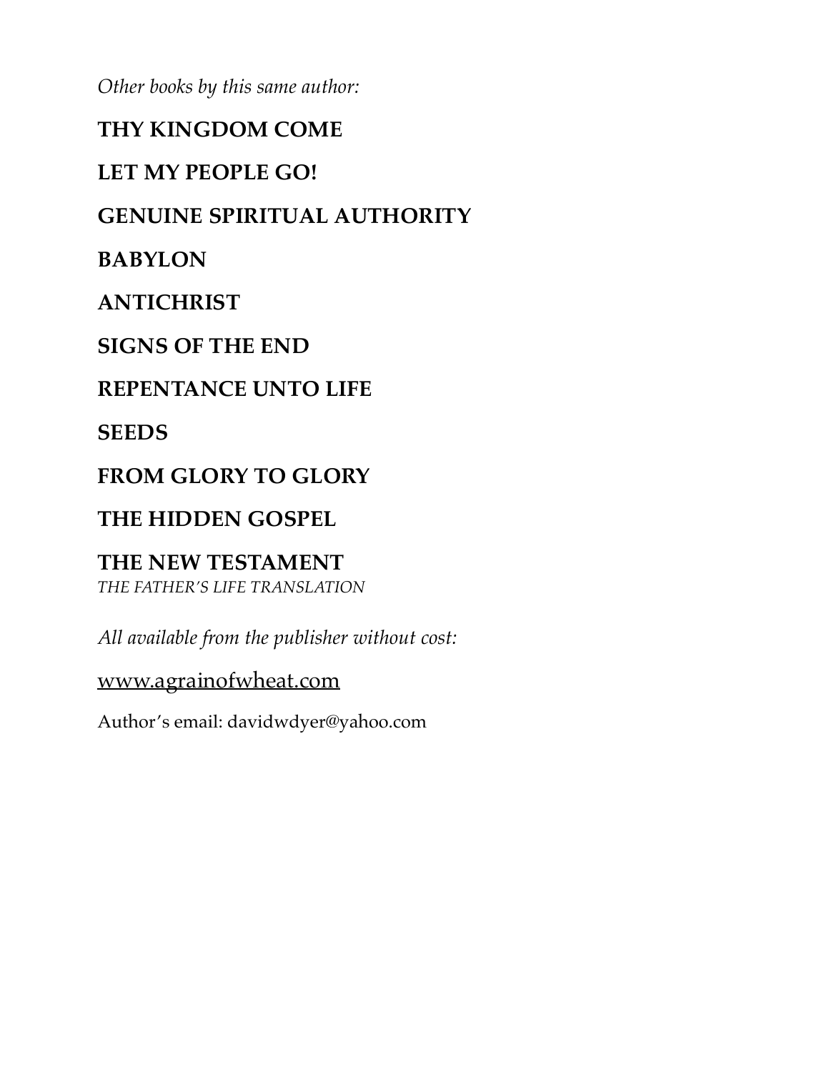*Other books by this same author:*

**THY KINGDOM COME**

**LET MY PEOPLE GO!**

**GENUINE SPIRITUAL AUTHORITY**

**BABYLON**

**ANTICHRIST**

**SIGNS OF THE END**

**REPENTANCE UNTO LIFE**

**SEEDS**

**FROM GLORY TO GLORY**

**THE HIDDEN GOSPEL**

**THE NEW TESTAMENT**
*THE FATHER'S LIFE TRANSLATION*

*All available from the publisher without cost:*

www.agrainofwheat.com

Author's email: davidwdyer@yahoo.com